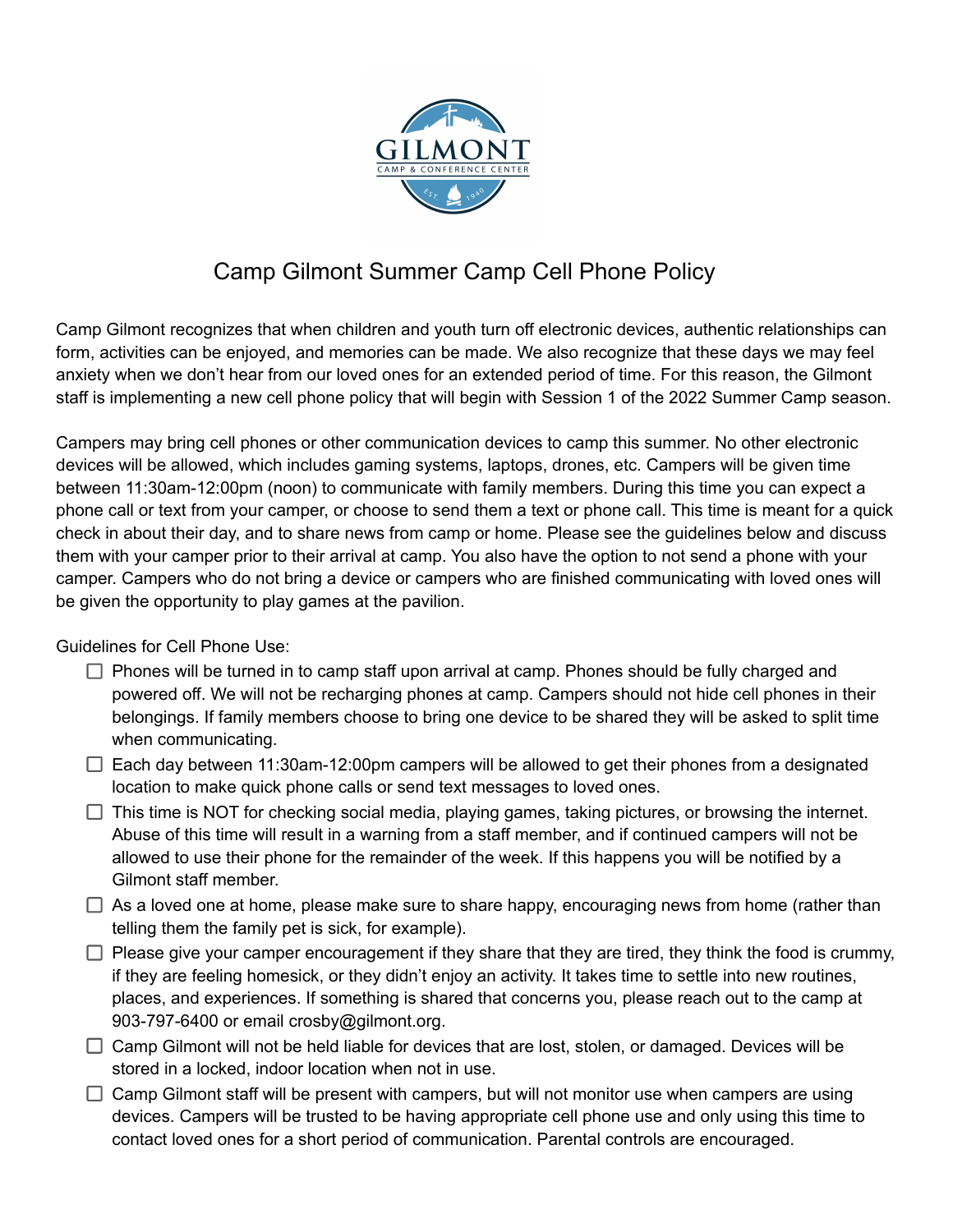# Camp Gilmont Summer Camp Cell Phone Policy

Camp Gilmont recognizes that when children and youth turn off electronic devices, authentic relationships can form, activities can be enjoyed, and memories can be made. We also recognize that these days we may feel anxiety when we don't hear from our loved ones for an extended period of time. For this reason, the Gilmont staff is implementing a new cell phone policy that will begin with Session 1 of the 2022 Summer Camp season.

Campers may bring cell phones or other communication devices to camp this summer. No other electronic devices will be allowed, which includes gaming systems, laptops, drones, etc. Campers will be given time between 11:30am-12:00pm (noon) to communicate with family members. During this time you can expect a phone call or text from your camper, or choose to send them a text or phone call. This time is meant for a quick check in about their day, and to share news from camp or home. Please see the guidelines below and discuss them with your camper prior to their arrival at camp. You also have the option to not send a phone with your camper. Campers who do not bring a device or campers who are finished communicating with loved ones will be given the opportunity to play games at the pavilion.

Guidelines for Cell Phone Use:

- [ ] Phones will be turned in to camp staff upon arrival at camp. Phones should be fully charged and powered off. We will not be recharging phones at camp. Campers should not hide cell phones in their belongings. If family members choose to bring one device to be shared they will be asked to split time when communicating.
- [ ] Each day between 11:30am-12:00pm campers will be allowed to get their phones from a designated location to make quick phone calls or send text messages to loved ones.
- [ ] This time is NOT for checking social media, playing games, taking pictures, or browsing the internet. Abuse of this time will result in a warning from a staff member, and if continued campers will not be allowed to use their phone for the remainder of the week. If this happens you will be notified by a Gilmont staff member.
- [ ] As a loved one at home, please make sure to share happy, encouraging news from home (rather than telling them the family pet is sick, for example).
- [ ] Please give your camper encouragement if they share that they are tired, they think the food is crummy, if they are feeling homesick, or they didn't enjoy an activity. It takes time to settle into new routines, places, and experiences. If something is shared that concerns you, please reach out to the camp at 903-797-6400 or email crosby@gilmont.org.
- [ ] Camp Gilmont will not be held liable for devices that are lost, stolen, or damaged. Devices will be stored in a locked, indoor location when not in use.
- [ ] Camp Gilmont staff will be present with campers, but will not monitor use when campers are using devices. Campers will be trusted to be having appropriate cell phone use and only using this time to contact loved ones for a short period of communication. Parental controls are encouraged.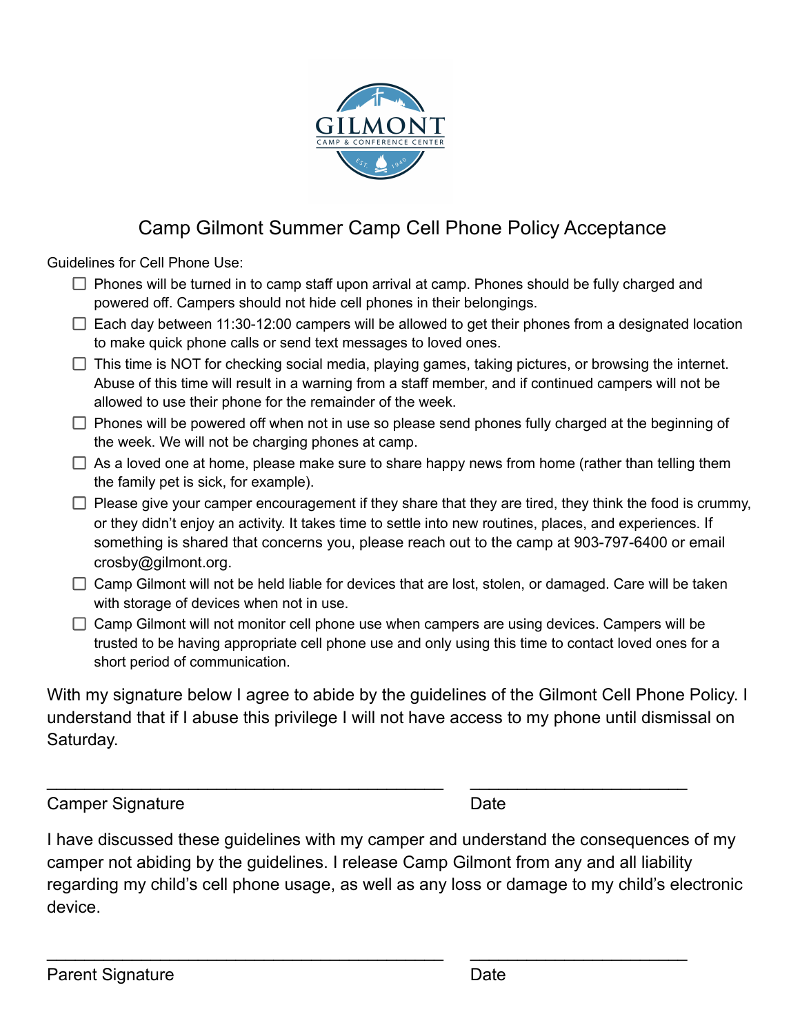# Camp Gilmont Summer Camp Cell Phone Policy Acceptance

Guidelines for Cell Phone Use:

- ☐ Phones will be turned in to camp staff upon arrival at camp. Phones should be fully charged and powered off. Campers should not hide cell phones in their belongings.
- ☐ Each day between 11:30-12:00 campers will be allowed to get their phones from a designated location to make quick phone calls or send text messages to loved ones.
- ☐ This time is NOT for checking social media, playing games, taking pictures, or browsing the internet. Abuse of this time will result in a warning from a staff member, and if continued campers will not be allowed to use their phone for the remainder of the week.
- ☐ Phones will be powered off when not in use so please send phones fully charged at the beginning of the week. We will not be charging phones at camp.
- ☐ As a loved one at home, please make sure to share happy news from home (rather than telling them the family pet is sick, for example).
- ☐ Please give your camper encouragement if they share that they are tired, they think the food is crummy, or they didn't enjoy an activity. It takes time to settle into new routines, places, and experiences. If something is shared that concerns you, please reach out to the camp at 903-797-6400 or email crosby@gilmont.org.
- ☐ Camp Gilmont will not be held liable for devices that are lost, stolen, or damaged. Care will be taken with storage of devices when not in use.
- ☐ Camp Gilmont will not monitor cell phone use when campers are using devices. Campers will be trusted to be having appropriate cell phone use and only using this time to contact loved ones for a short period of communication.

With my signature below I agree to abide by the guidelines of the Gilmont Cell Phone Policy. I understand that if I abuse this privilege I will not have access to my phone until dismissal on Saturday.

\_\_\_\_\_\_\_\_\_\_\_\_\_\_\_\_\_\_\_\_\_\_\_\_\_\_\_\_\_\_\_\_\_\_\_\_\_\_\_\_ \_\_\_\_\_\_\_\_\_\_\_\_\_\_\_\_\_\_\_\_\_\_

Camper Signature Date

I have discussed these guidelines with my camper and understand the consequences of my camper not abiding by the guidelines. I release Camp Gilmont from any and all liability regarding my child's cell phone usage, as well as any loss or damage to my child's electronic device.

\_\_\_\_\_\_\_\_\_\_\_\_\_\_\_\_\_\_\_\_\_\_\_\_\_\_\_\_\_\_\_\_\_\_\_\_\_\_\_\_ \_\_\_\_\_\_\_\_\_\_\_\_\_\_\_\_\_\_\_\_\_\_

Parent Signature Date